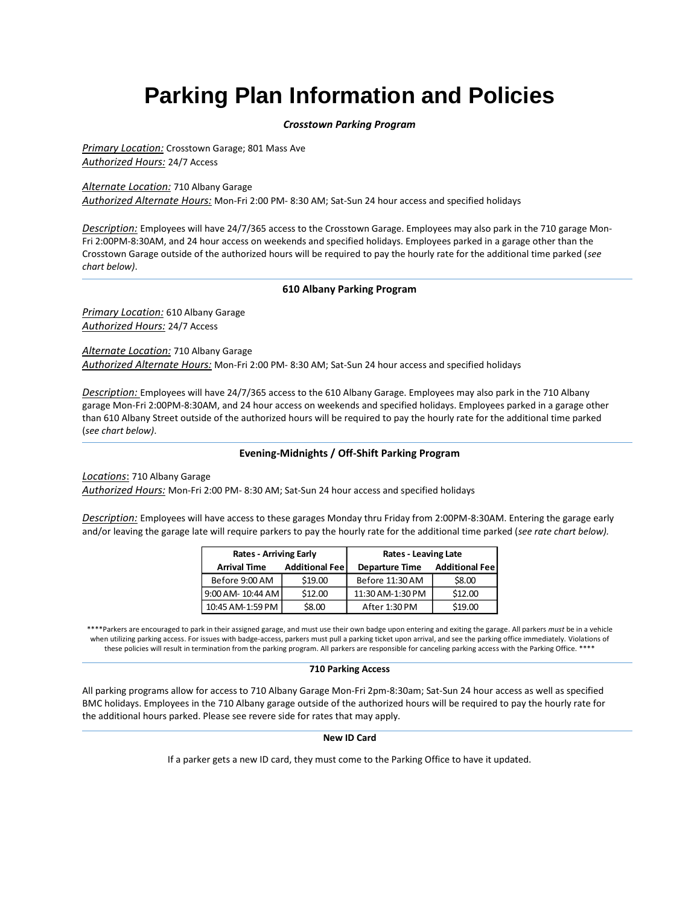# Parking Plan Information and Policies

***Crosstown Parking Program***

***Primary Location:*** Crosstown Garage; 801 Mass Ave
***Authorized Hours:*** 24/7 Access

***Alternate Location:*** 710 Albany Garage
***Authorized Alternate Hours:*** Mon-Fri 2:00 PM- 8:30 AM; Sat-Sun 24 hour access and specified holidays

***Description:*** Employees will have 24/7/365 access to the Crosstown Garage. Employees may also park in the 710 garage Mon-Fri 2:00PM-8:30AM, and 24 hour access on weekends and specified holidays. Employees parked in a garage other than the Crosstown Garage outside of the authorized hours will be required to pay the hourly rate for the additional time parked (*see chart below)*.

**610 Albany Parking Program**

***Primary Location:*** 610 Albany Garage
***Authorized Hours:*** 24/7 Access

***Alternate Location:*** 710 Albany Garage
***Authorized Alternate Hours:*** Mon-Fri 2:00 PM- 8:30 AM; Sat-Sun 24 hour access and specified holidays

***Description:*** Employees will have 24/7/365 access to the 610 Albany Garage. Employees may also park in the 710 Albany garage Mon-Fri 2:00PM-8:30AM, and 24 hour access on weekends and specified holidays. Employees parked in a garage other than 610 Albany Street outside of the authorized hours will be required to pay the hourly rate for the additional time parked (*see chart below)*.

**Evening-Midnights / Off-Shift Parking Program**

***Locations***: 710 Albany Garage
***Authorized Hours:*** Mon-Fri 2:00 PM- 8:30 AM; Sat-Sun 24 hour access and specified holidays

***Description:*** Employees will have access to these garages Monday thru Friday from 2:00PM-8:30AM. Entering the garage early and/or leaving the garage late will require parkers to pay the hourly rate for the additional time parked (*see rate chart below).*

| Rates - Arriving Early | | Rates - Leaving Late | |
|---|---|---|---|
| **Arrival Time** | **Additional Fee** | **Departure Time** | **Additional Fee** |
| Before 9:00 AM | $19.00 | Before 11:30 AM | $8.00 |
| 9:00 AM- 10:44 AM | $12.00 | 11:30 AM-1:30 PM | $12.00 |
| 10:45 AM-1:59 PM | $8.00 | After 1:30 PM | $19.00 |

****Parkers are encouraged to park in their assigned garage, and must use their own badge upon entering and exiting the garage. All parkers *must* be in a vehicle when utilizing parking access. For issues with badge-access, parkers must pull a parking ticket upon arrival, and see the parking office immediately. Violations of these policies will result in termination from the parking program. All parkers are responsible for canceling parking access with the Parking Office. ****

**710 Parking Access**

All parking programs allow for access to 710 Albany Garage Mon-Fri 2pm-8:30am; Sat-Sun 24 hour access as well as specified BMC holidays. Employees in the 710 Albany garage outside of the authorized hours will be required to pay the hourly rate for the additional hours parked. Please see revere side for rates that may apply.

**New ID Card**

If a parker gets a new ID card, they must come to the Parking Office to have it updated.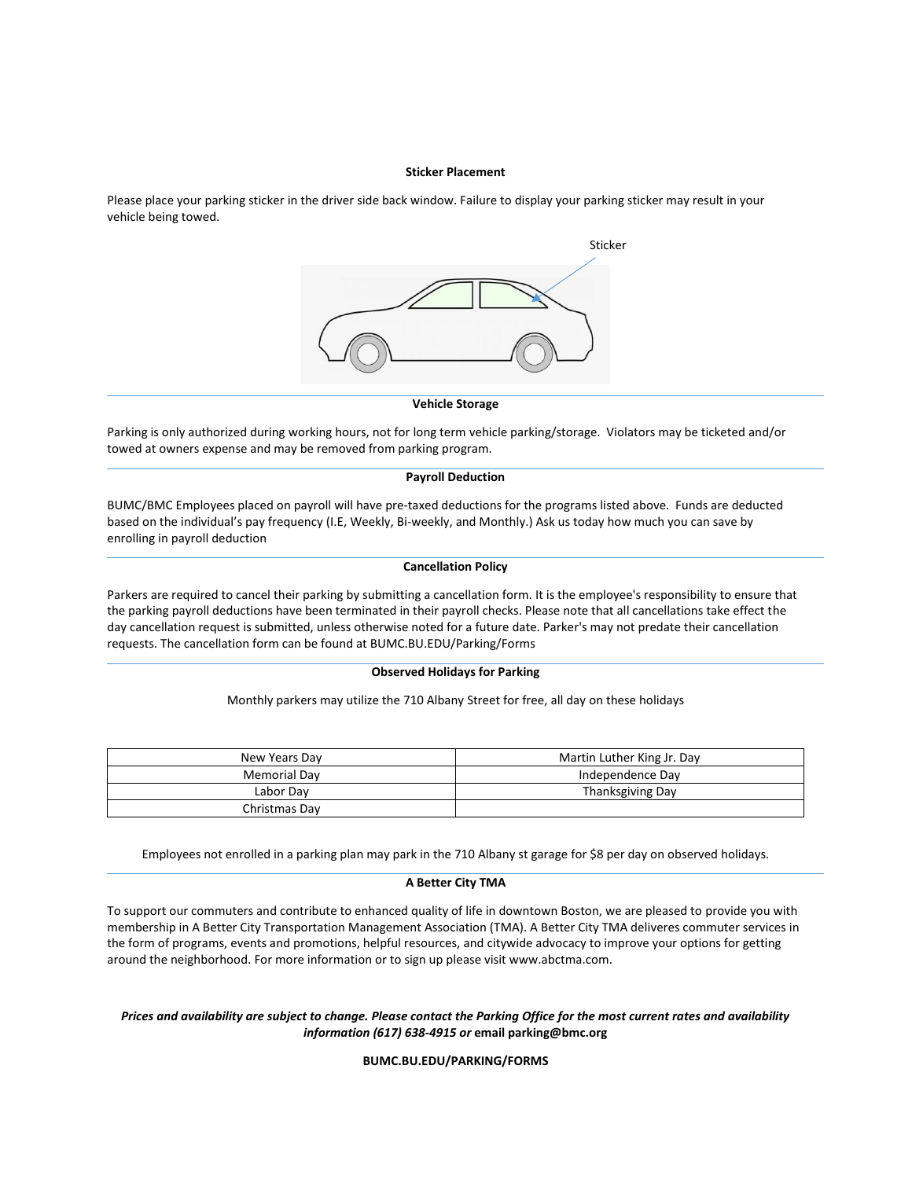**Sticker Placement**

Please place your parking sticker in the driver side back window. Failure to display your parking sticker may result in your vehicle being towed.

Sticker

**Vehicle Storage**

Parking is only authorized during working hours, not for long term vehicle parking/storage. Violators may be ticketed and/or towed at owners expense and may be removed from parking program.

**Payroll Deduction**

BUMC/BMC Employees placed on payroll will have pre-taxed deductions for the programs listed above. Funds are deducted based on the individual's pay frequency (I.E, Weekly, Bi-weekly, and Monthly.) Ask us today how much you can save by enrolling in payroll deduction

**Cancellation Policy**

Parkers are required to cancel their parking by submitting a cancellation form. It is the employee's responsibility to ensure that the parking payroll deductions have been terminated in their payroll checks. Please note that all cancellations take effect the day cancellation request is submitted, unless otherwise noted for a future date. Parker's may not predate their cancellation requests. The cancellation form can be found at BUMC.BU.EDU/Parking/Forms

**Observed Holidays for Parking**

Monthly parkers may utilize the 710 Albany Street for free, all day on these holidays

| | |
|---|---|
| New Years Day | Martin Luther King Jr. Day |
| Memorial Day | Independence Day |
| Labor Day | Thanksgiving Day |
| Christmas Day | |

Employees not enrolled in a parking plan may park in the 710 Albany st garage for $8 per day on observed holidays.

**A Better City TMA**

To support our commuters and contribute to enhanced quality of life in downtown Boston, we are pleased to provide you with membership in A Better City Transportation Management Association (TMA). A Better City TMA deliveres commuter services in the form of programs, events and promotions, helpful resources, and citywide advocacy to improve your options for getting around the neighborhood. For more information or to sign up please visit www.abctma.com.

***Prices and availability are subject to change. Please contact the Parking Office for the most current rates and availability information (617) 638-4915 or* email parking@bmc.org**

**BUMC.BU.EDU/PARKING/FORMS**